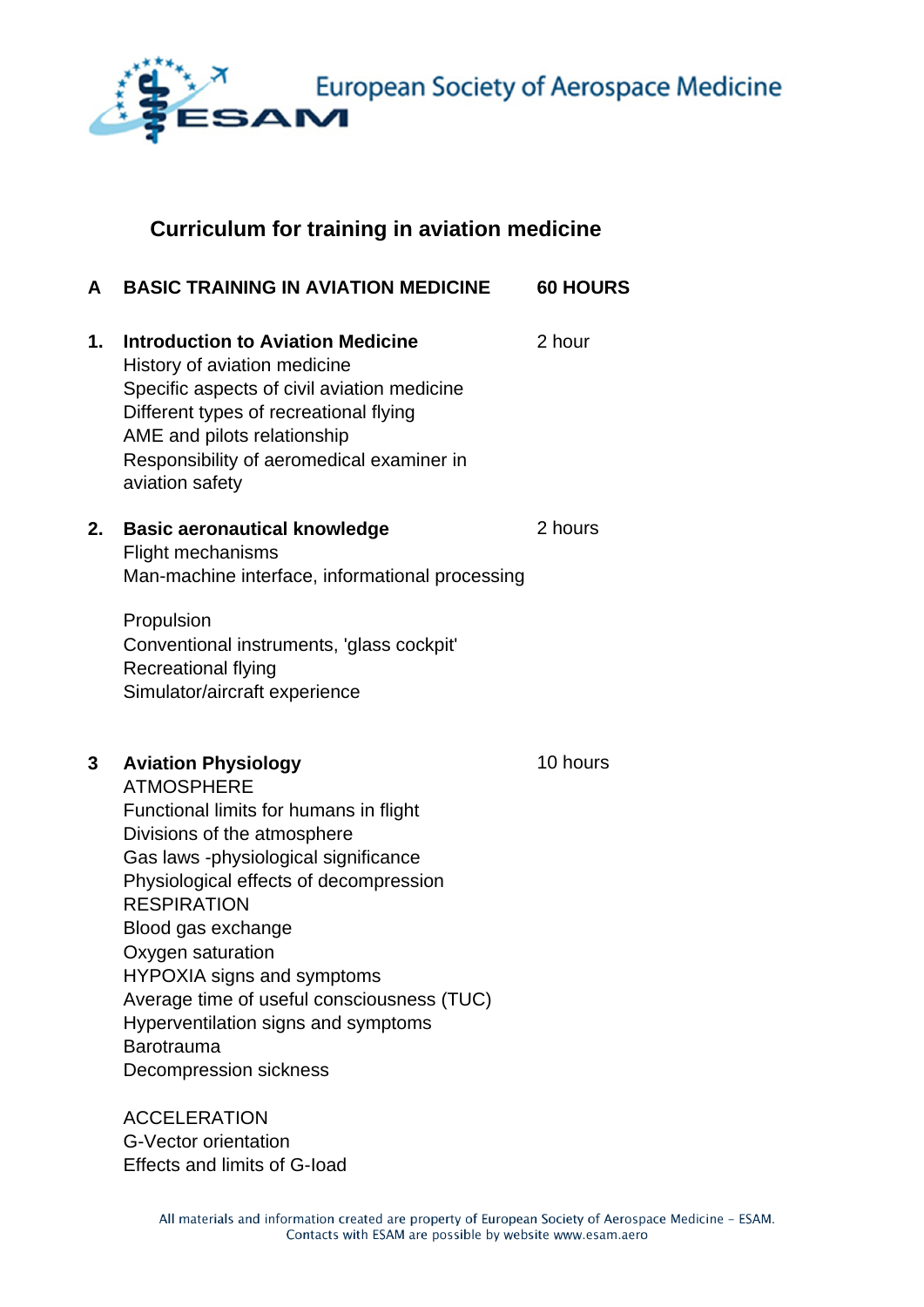European Society of Aerospace Medicine

# Curriculum for training in aviation medicine

## A BASIC TRAINING IN AVIATION MEDICINE — 60 HOURS

### 1. Introduction to Aviation Medicine — 2 hour

History of aviation medicine
Specific aspects of civil aviation medicine
Different types of recreational flying
AME and pilots relationship
Responsibility of aeromedical examiner in aviation safety

### 2. Basic aeronautical knowledge — 2 hours

Flight mechanisms
Man-machine interface, informational processing

Propulsion
Conventional instruments, 'glass cockpit'
Recreational flying
Simulator/aircraft experience

### 3 Aviation Physiology — 10 hours

ATMOSPHERE
Functional limits for humans in flight
Divisions of the atmosphere
Gas laws -physiological significance
Physiological effects of decompression
RESPIRATION
Blood gas exchange
Oxygen saturation
HYPOXIA signs and symptoms
Average time of useful consciousness (TUC)
Hyperventilation signs and symptoms
Barotrauma
Decompression sickness

ACCELERATION
G-Vector orientation
Effects and limits of G-load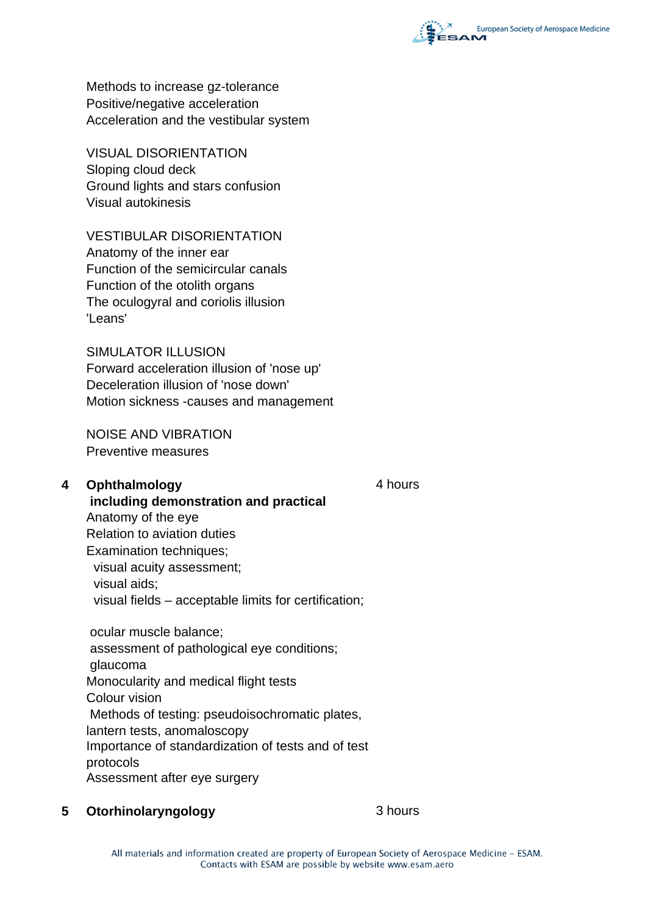Methods to increase gz-tolerance
Positive/negative acceleration
Acceleration and the vestibular system

VISUAL DISORIENTATION
Sloping cloud deck
Ground lights and stars confusion
Visual autokinesis

VESTIBULAR DISORIENTATION
Anatomy of the inner ear
Function of the semicircular canals
Function of the otolith organs
The oculogyral and coriolis illusion
'Leans'

SIMULATOR ILLUSION
Forward acceleration illusion of 'nose up'
Deceleration illusion of 'nose down'
Motion sickness -causes and management

NOISE AND VIBRATION
Preventive measures

**4 Ophthalmology** — 4 hours
**including demonstration and practical**
Anatomy of the eye
Relation to aviation duties
Examination techniques;
visual acuity assessment;
visual aids;
visual fields – acceptable limits for certification;

ocular muscle balance;
assessment of pathological eye conditions;
glaucoma
Monocularity and medical flight tests
Colour vision
Methods of testing: pseudoisochromatic plates, lantern tests, anomaloscopy
Importance of standardization of tests and of test protocols
Assessment after eye surgery

**5 Otorhinolaryngology** — 3 hours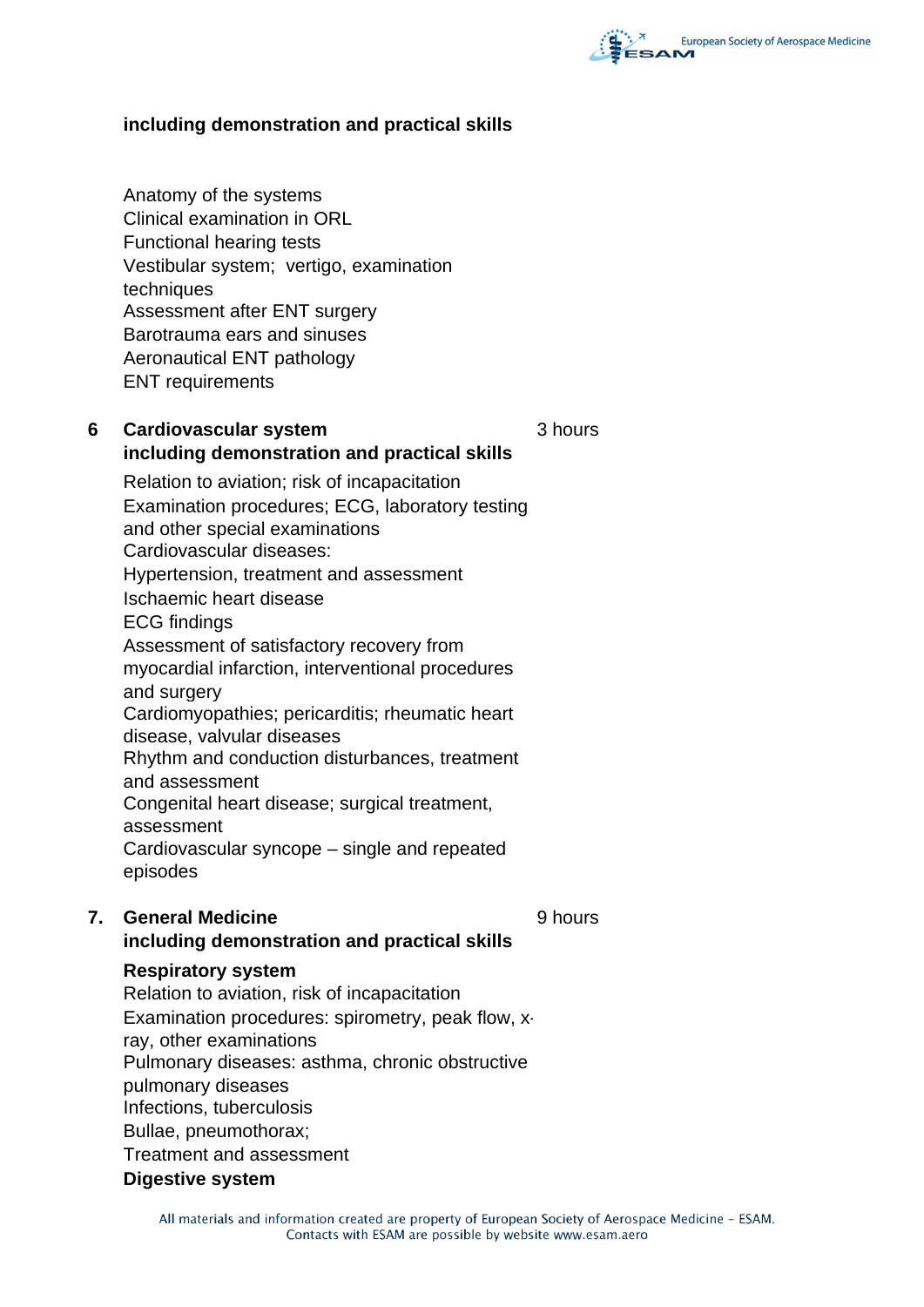**including demonstration and practical skills**

Anatomy of the systems
Clinical examination in ORL
Functional hearing tests
Vestibular system; vertigo, examination techniques
Assessment after ENT surgery
Barotrauma ears and sinuses
Aeronautical ENT pathology
ENT requirements

**6 Cardiovascular system** 3 hours
**including demonstration and practical skills**

Relation to aviation; risk of incapacitation
Examination procedures; ECG, laboratory testing and other special examinations
Cardiovascular diseases:
Hypertension, treatment and assessment
Ischaemic heart disease
ECG findings
Assessment of satisfactory recovery from myocardial infarction, interventional procedures and surgery
Cardiomyopathies; pericarditis; rheumatic heart disease, valvular diseases
Rhythm and conduction disturbances, treatment and assessment
Congenital heart disease; surgical treatment, assessment
Cardiovascular syncope – single and repeated episodes

**7. General Medicine** 9 hours
**including demonstration and practical skills**

**Respiratory system**
Relation to aviation, risk of incapacitation
Examination procedures: spirometry, peak flow, x-ray, other examinations
Pulmonary diseases: asthma, chronic obstructive pulmonary diseases
Infections, tuberculosis
Bullae, pneumothorax;
Treatment and assessment

**Digestive system**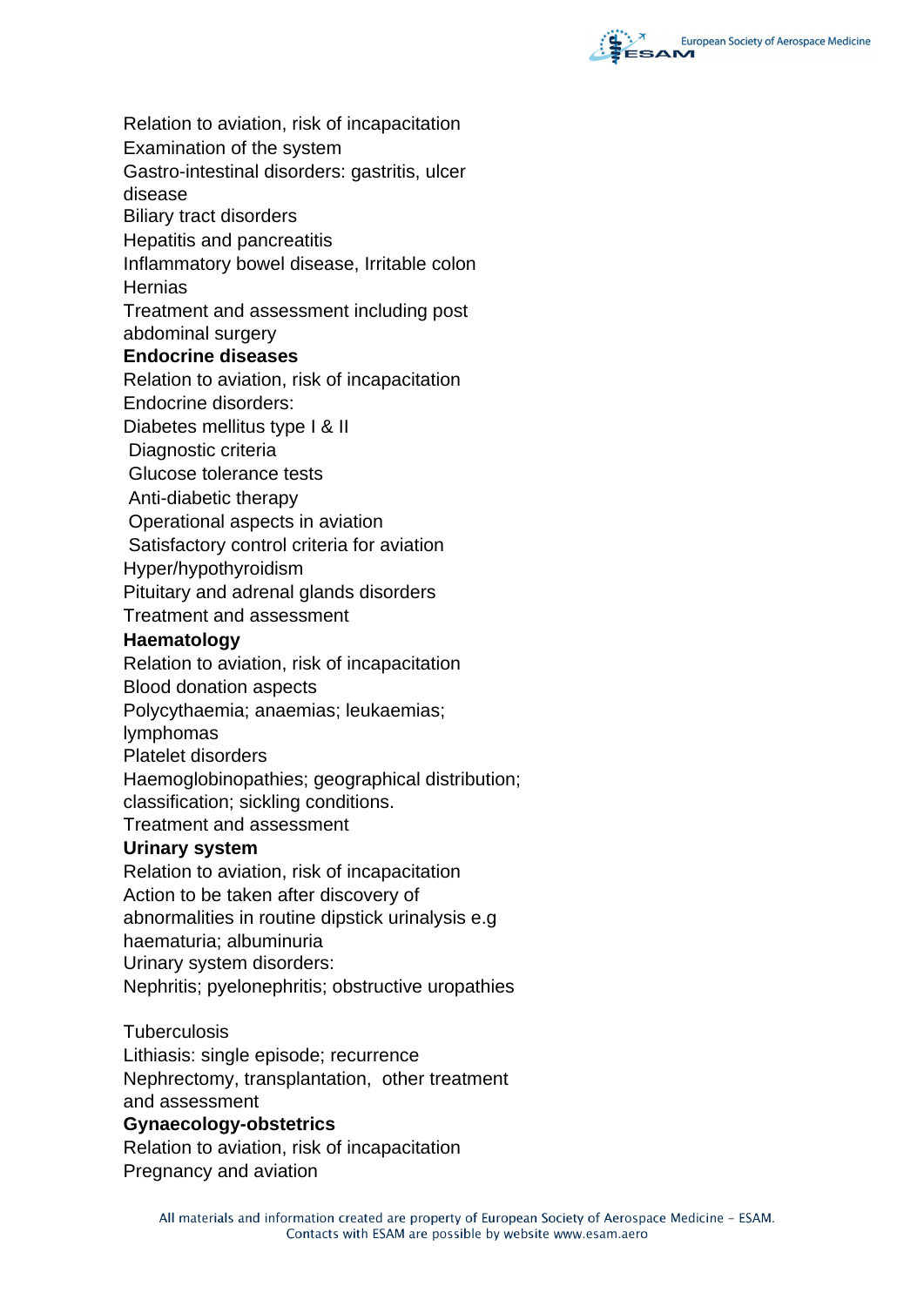Relation to aviation, risk of incapacitation
Examination of the system
Gastro-intestinal disorders: gastritis, ulcer disease
Biliary tract disorders
Hepatitis and pancreatitis
Inflammatory bowel disease, Irritable colon
Hernias
Treatment and assessment including post abdominal surgery

**Endocrine diseases**

Relation to aviation, risk of incapacitation
Endocrine disorders:
Diabetes mellitus type I & II
 Diagnostic criteria
 Glucose tolerance tests
 Anti-diabetic therapy
 Operational aspects in aviation
 Satisfactory control criteria for aviation
Hyper/hypothyroidism
Pituitary and adrenal glands disorders
Treatment and assessment

**Haematology**

Relation to aviation, risk of incapacitation
Blood donation aspects
Polycythaemia; anaemias; leukaemias; lymphomas
Platelet disorders
Haemoglobinopathies; geographical distribution; classification; sickling conditions.
Treatment and assessment

**Urinary system**

Relation to aviation, risk of incapacitation
Action to be taken after discovery of abnormalities in routine dipstick urinalysis e.g haematuria; albuminuria
Urinary system disorders:
Nephritis; pyelonephritis; obstructive uropathies

Tuberculosis
Lithiasis: single episode; recurrence
Nephrectomy, transplantation, other treatment and assessment

**Gynaecology-obstetrics**

Relation to aviation, risk of incapacitation
Pregnancy and aviation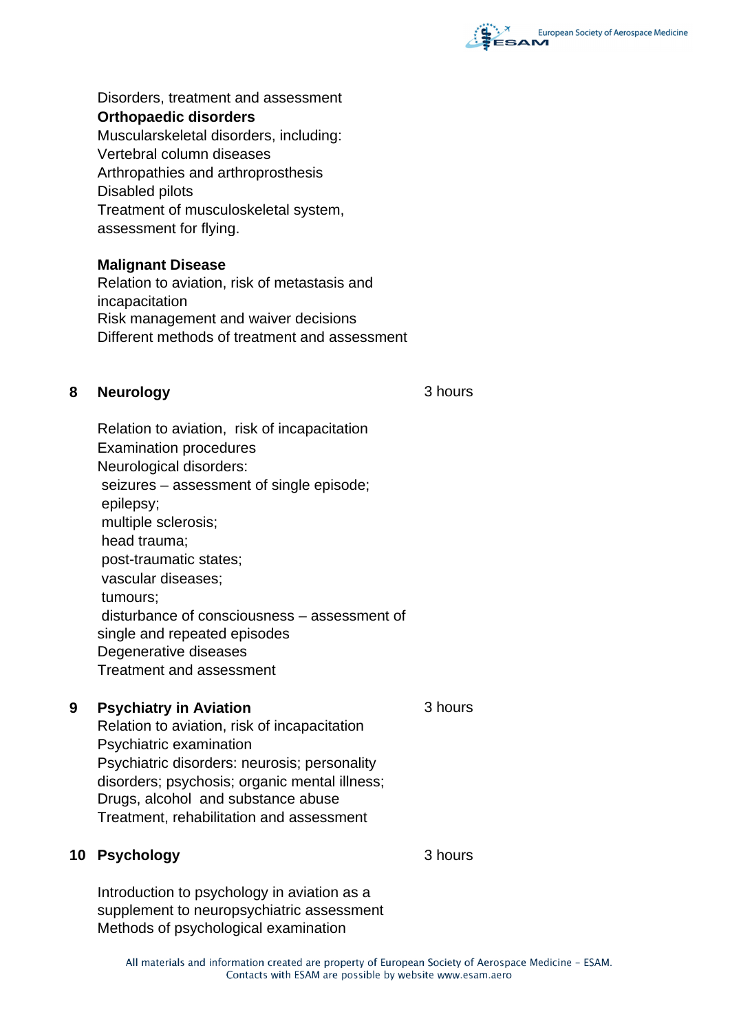Disorders, treatment and assessment

**Orthopaedic disorders**

Muscularskeletal disorders, including:
Vertebral column diseases
Arthropathies and arthroprosthesis
Disabled pilots
Treatment of musculoskeletal system, assessment for flying.

**Malignant Disease**

Relation to aviation, risk of metastasis and incapacitation
Risk management and waiver decisions
Different methods of treatment and assessment

## 8 Neurology — 3 hours

Relation to aviation, risk of incapacitation
Examination procedures
Neurological disorders:
seizures – assessment of single episode;
epilepsy;
multiple sclerosis;
head trauma;
post-traumatic states;
vascular diseases;
tumours;
disturbance of consciousness – assessment of single and repeated episodes
Degenerative diseases
Treatment and assessment

## 9 Psychiatry in Aviation — 3 hours

Relation to aviation, risk of incapacitation
Psychiatric examination
Psychiatric disorders: neurosis; personality disorders; psychosis; organic mental illness;
Drugs, alcohol and substance abuse
Treatment, rehabilitation and assessment

## 10 Psychology — 3 hours

Introduction to psychology in aviation as a supplement to neuropsychiatric assessment
Methods of psychological examination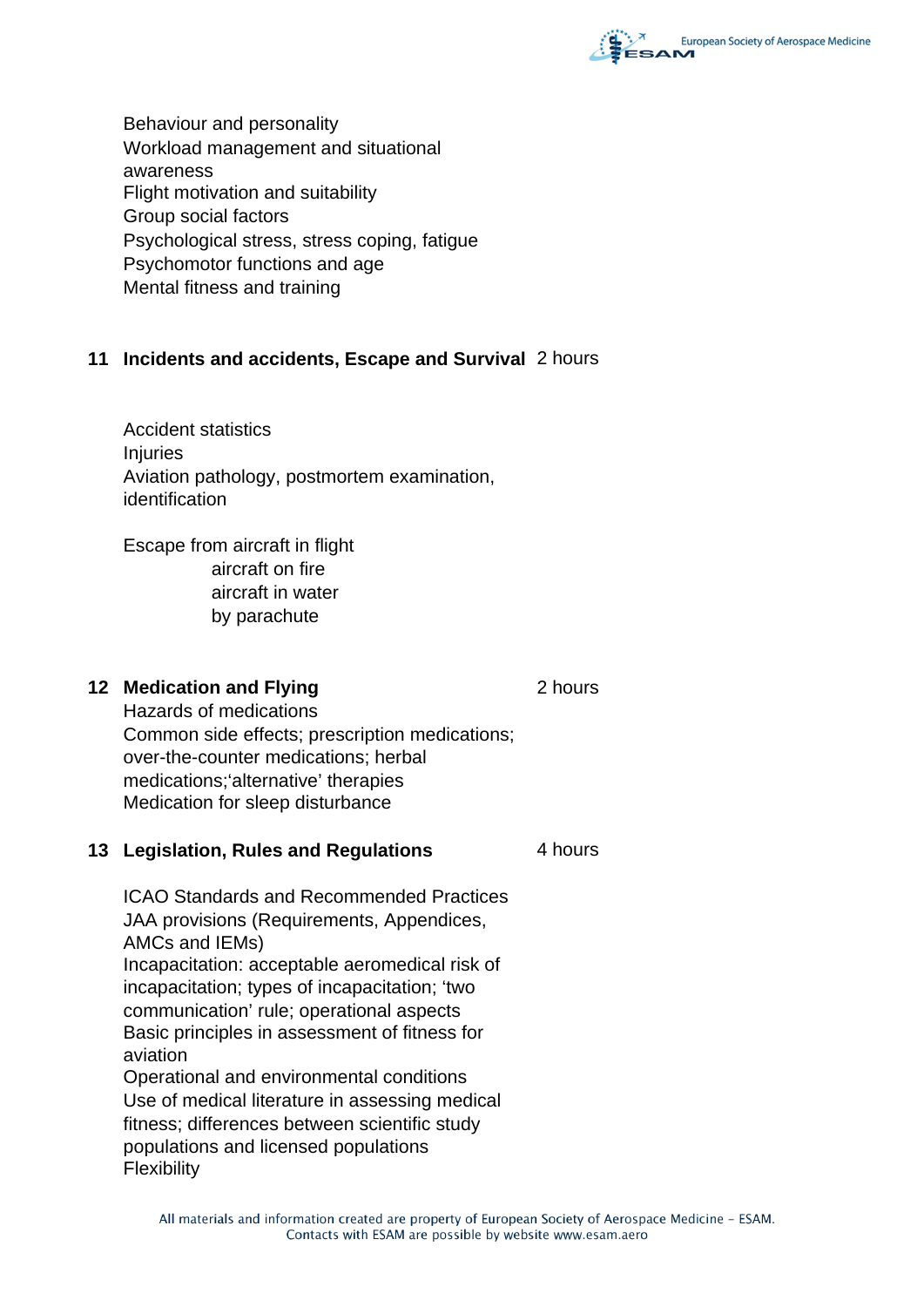Behaviour and personality
Workload management and situational awareness
Flight motivation and suitability
Group social factors
Psychological stress, stress coping, fatigue
Psychomotor functions and age
Mental fitness and training

## 11 Incidents and accidents, Escape and Survival 2 hours

Accident statistics
Injuries
Aviation pathology, postmortem examination, identification

Escape from aircraft in flight
- aircraft on fire
- aircraft in water
- by parachute

## 12 Medication and Flying 2 hours

Hazards of medications
Common side effects; prescription medications; over-the-counter medications; herbal medications;'alternative' therapies
Medication for sleep disturbance

## 13 Legislation, Rules and Regulations 4 hours

ICAO Standards and Recommended Practices
JAA provisions (Requirements, Appendices, AMCs and IEMs)
Incapacitation: acceptable aeromedical risk of incapacitation; types of incapacitation; 'two communication' rule; operational aspects
Basic principles in assessment of fitness for aviation
Operational and environmental conditions
Use of medical literature in assessing medical fitness; differences between scientific study populations and licensed populations
Flexibility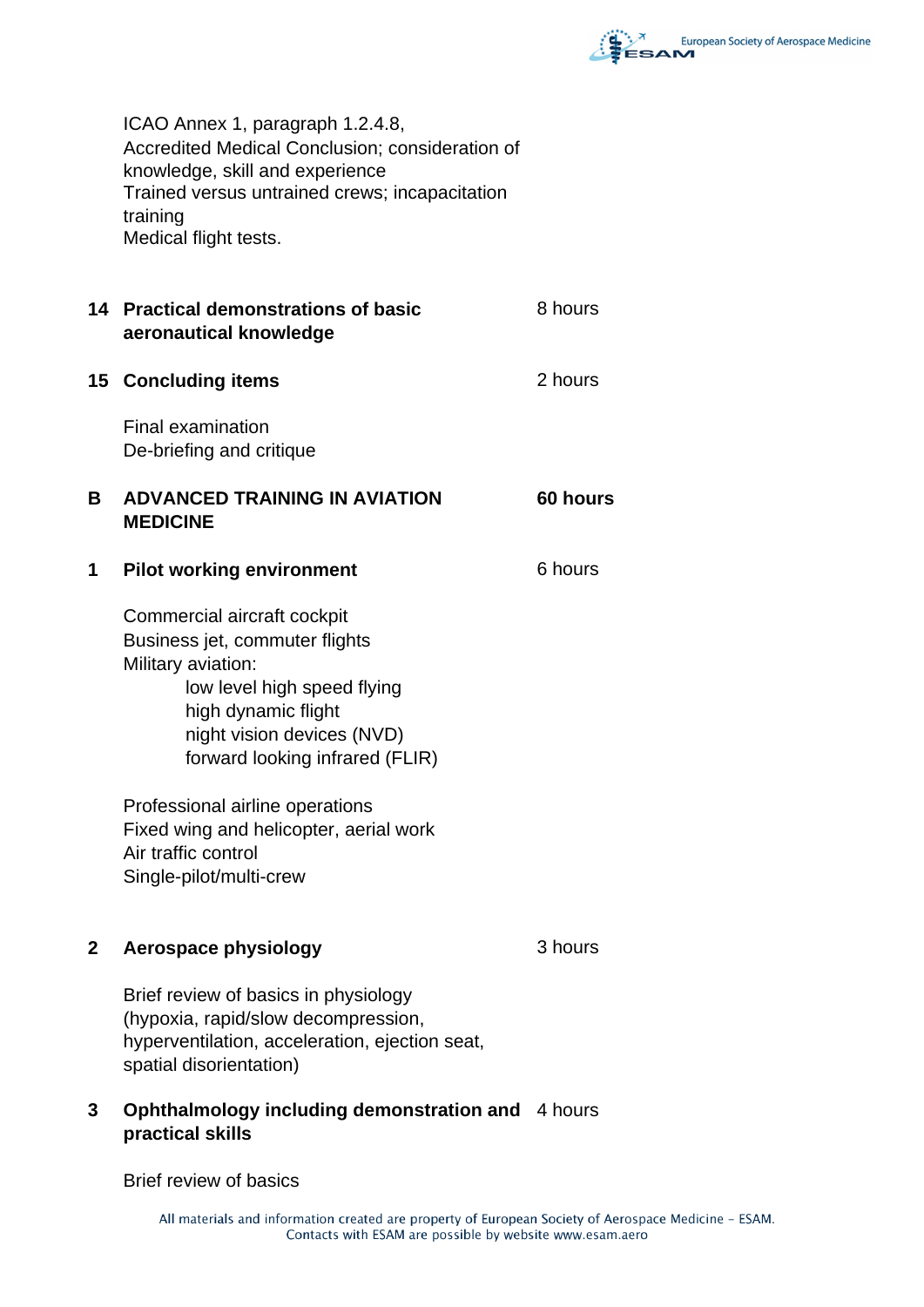ICAO Annex 1, paragraph 1.2.4.8,
Accredited Medical Conclusion; consideration of knowledge, skill and experience
Trained versus untrained crews; incapacitation training
Medical flight tests.

| | | |
|---|---|---|
| **14** | **Practical demonstrations of basic aeronautical knowledge** | 8 hours |
| **15** | **Concluding items** | 2 hours |

Final examination
De-briefing and critique

| | | |
|---|---|---|
| **B** | **ADVANCED TRAINING IN AVIATION MEDICINE** | **60 hours** |
| **1** | **Pilot working environment** | 6 hours |

Commercial aircraft cockpit
Business jet, commuter flights
Military aviation:
- low level high speed flying
- high dynamic flight
- night vision devices (NVD)
- forward looking infrared (FLIR)

Professional airline operations
Fixed wing and helicopter, aerial work
Air traffic control
Single-pilot/multi-crew

| | | |
|---|---|---|
| **2** | **Aerospace physiology** | 3 hours |

Brief review of basics in physiology (hypoxia, rapid/slow decompression, hyperventilation, acceleration, ejection seat, spatial disorientation)

| | | |
|---|---|---|
| **3** | **Ophthalmology including demonstration and practical skills** | 4 hours |

Brief review of basics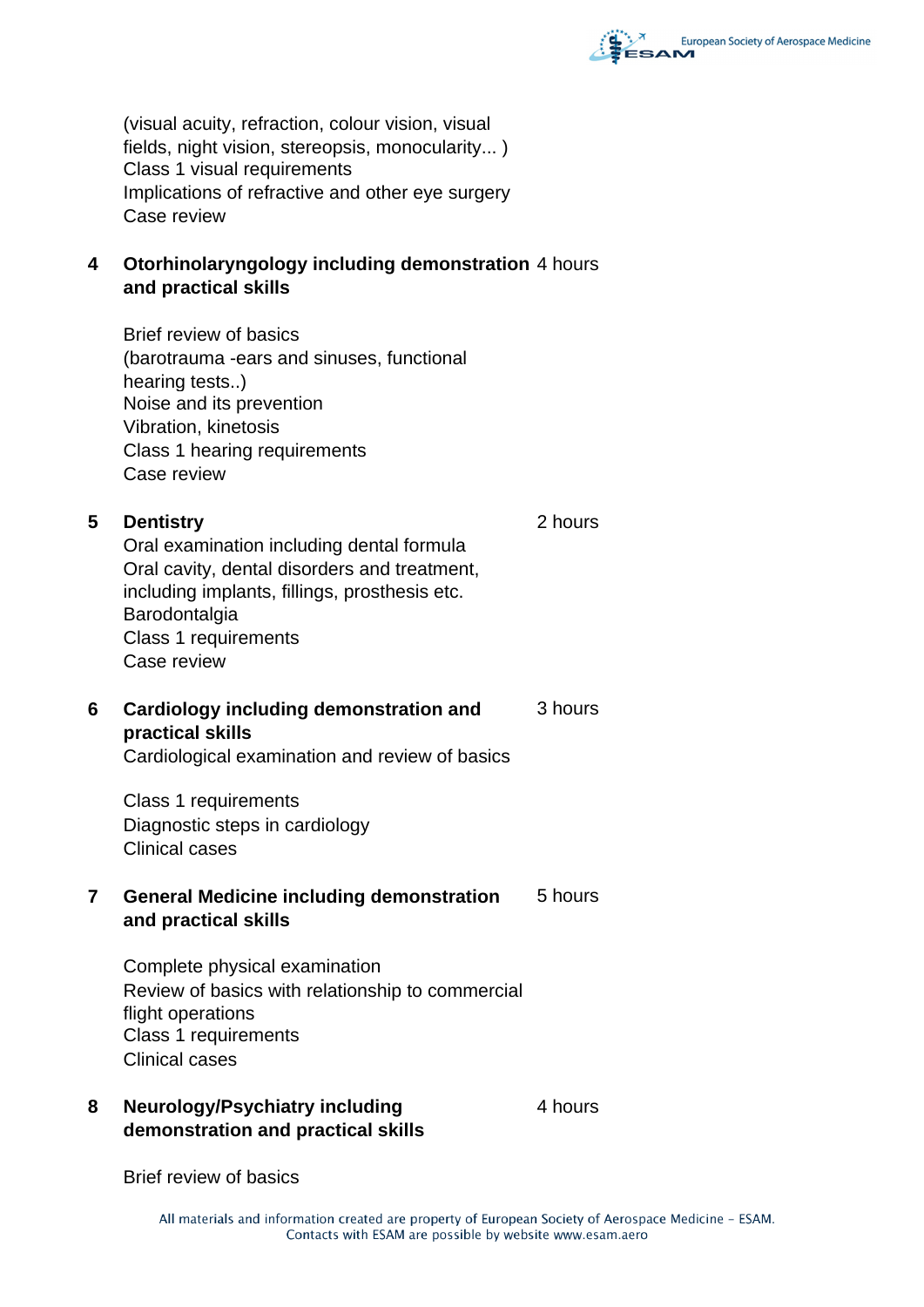(visual acuity, refraction, colour vision, visual fields, night vision, stereopsis, monocularity... )
Class 1 visual requirements
Implications of refractive and other eye surgery
Case review

**4 Otorhinolaryngology including demonstration and practical skills** — 4 hours

Brief review of basics
(barotrauma -ears and sinuses, functional hearing tests..)
Noise and its prevention
Vibration, kinetosis
Class 1 hearing requirements
Case review

**5 Dentistry** — 2 hours

Oral examination including dental formula
Oral cavity, dental disorders and treatment, including implants, fillings, prosthesis etc.
Barodontalgia
Class 1 requirements
Case review

**6 Cardiology including demonstration and practical skills** — 3 hours

Cardiological examination and review of basics

Class 1 requirements
Diagnostic steps in cardiology
Clinical cases

**7 General Medicine including demonstration and practical skills** — 5 hours

Complete physical examination
Review of basics with relationship to commercial flight operations
Class 1 requirements
Clinical cases

**8 Neurology/Psychiatry including demonstration and practical skills** — 4 hours

Brief review of basics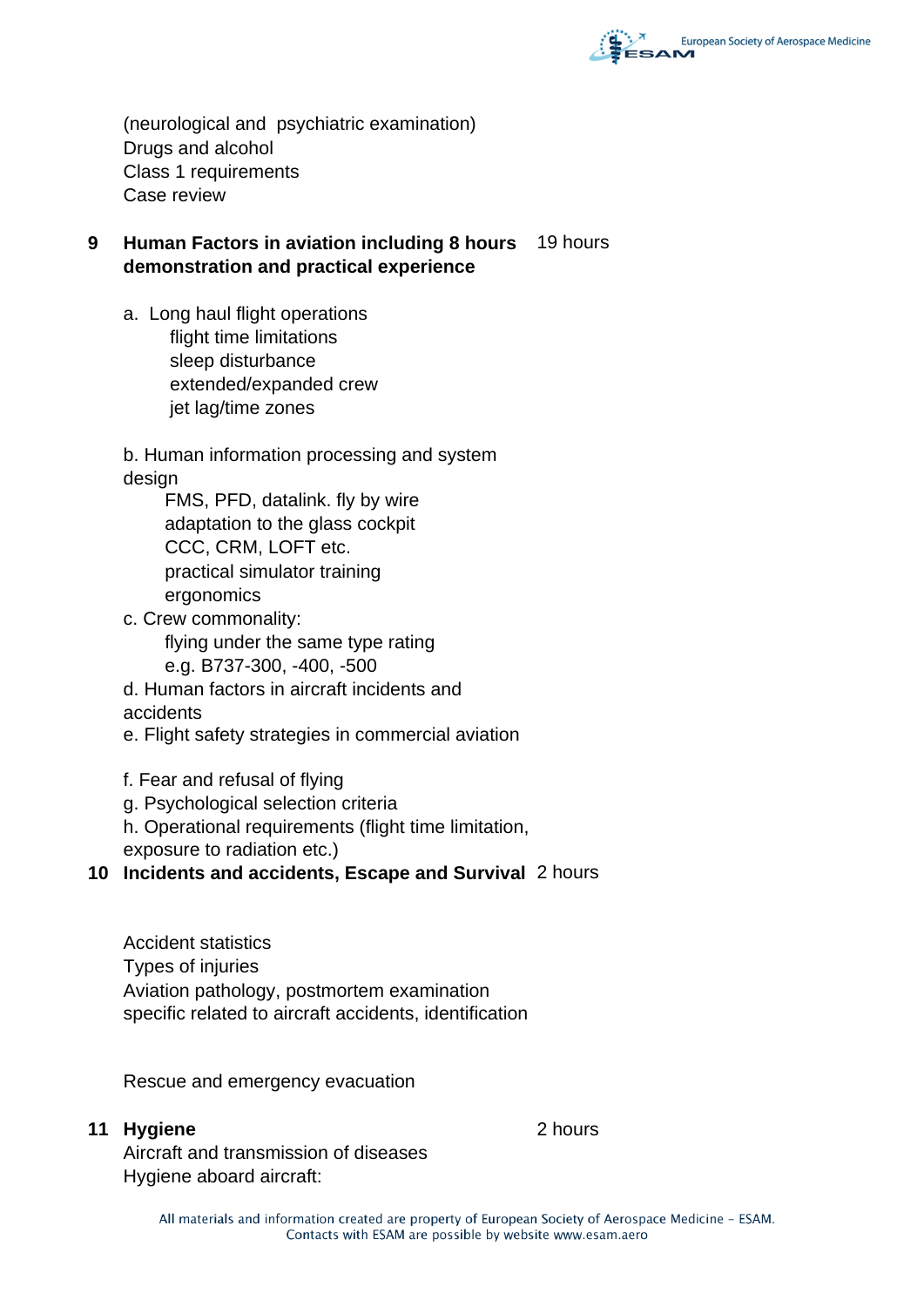(neurological and psychiatric examination)
Drugs and alcohol
Class 1 requirements
Case review

**9 Human Factors in aviation including 8 hours demonstration and practical experience** 19 hours

a. Long haul flight operations
   - flight time limitations
   - sleep disturbance
   - extended/expanded crew
   - jet lag/time zones

b. Human information processing and system design
   - FMS, PFD, datalink. fly by wire
   - adaptation to the glass cockpit
   - CCC, CRM, LOFT etc.
   - practical simulator training
   - ergonomics

c. Crew commonality:
   - flying under the same type rating
   - e.g. B737-300, -400, -500

d. Human factors in aircraft incidents and accidents

e. Flight safety strategies in commercial aviation

f. Fear and refusal of flying

g. Psychological selection criteria

h. Operational requirements (flight time limitation, exposure to radiation etc.)

**10 Incidents and accidents, Escape and Survival** 2 hours

Accident statistics
Types of injuries
Aviation pathology, postmortem examination specific related to aircraft accidents, identification

Rescue and emergency evacuation

**11 Hygiene** 2 hours

Aircraft and transmission of diseases
Hygiene aboard aircraft: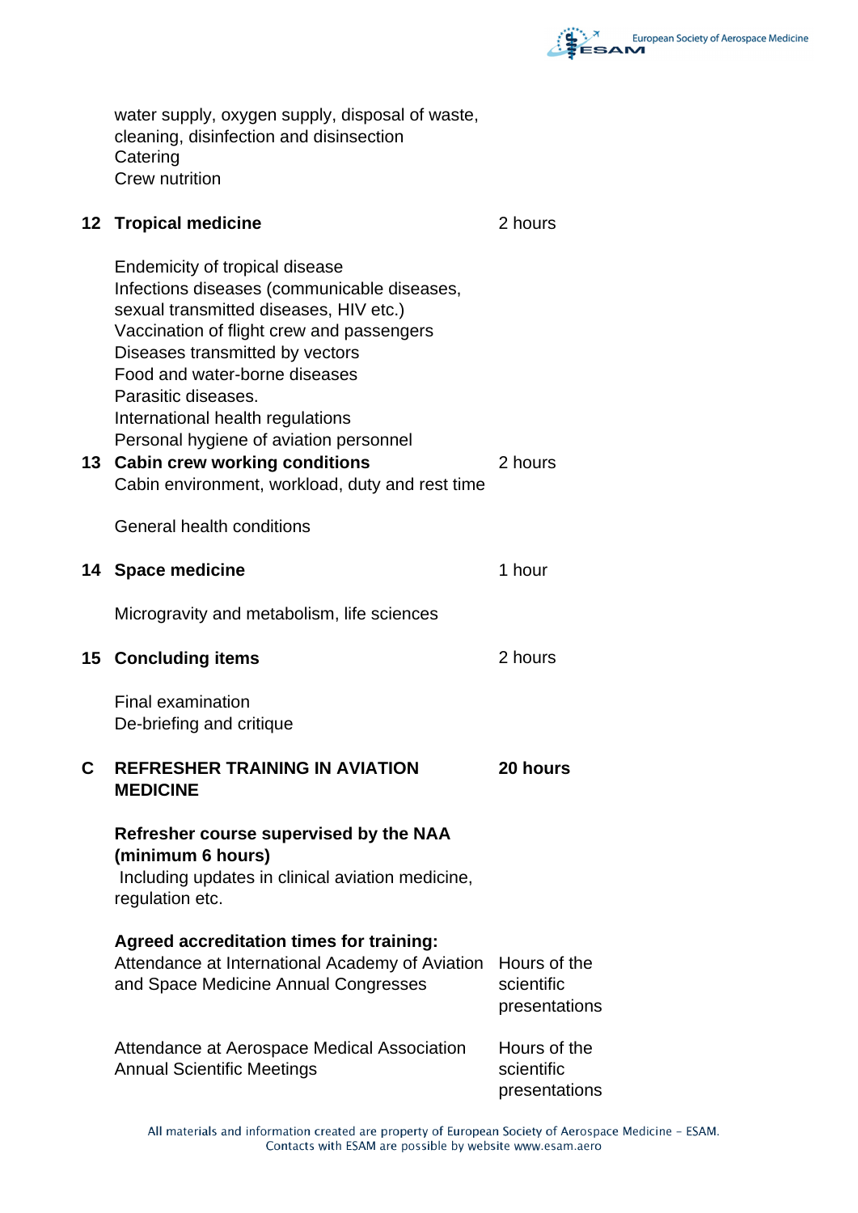water supply, oxygen supply, disposal of waste, cleaning, disinfection and disinsection
Catering
Crew nutrition

| | | |
|---|---|---|
| **12** | **Tropical medicine** | 2 hours |
| | Endemicity of tropical disease<br>Infections diseases (communicable diseases, sexual transmitted diseases, HIV etc.)<br>Vaccination of flight crew and passengers<br>Diseases transmitted by vectors<br>Food and water-borne diseases<br>Parasitic diseases.<br>International health regulations<br>Personal hygiene of aviation personnel | |
| **13** | **Cabin crew working conditions**<br>Cabin environment, workload, duty and rest time<br><br>General health conditions | 2 hours |
| **14** | **Space medicine** | 1 hour |
| | Microgravity and metabolism, life sciences | |
| **15** | **Concluding items** | 2 hours |
| | Final examination<br>De-briefing and critique | |
| **C** | **REFRESHER TRAINING IN AVIATION MEDICINE** | **20 hours** |
| | **Refresher course supervised by the NAA (minimum 6 hours)**<br>Including updates in clinical aviation medicine, regulation etc. | |
| | **Agreed accreditation times for training:**<br>Attendance at International Academy of Aviation and Space Medicine Annual Congresses | Hours of the scientific presentations |
| | Attendance at Aerospace Medical Association Annual Scientific Meetings | Hours of the scientific presentations |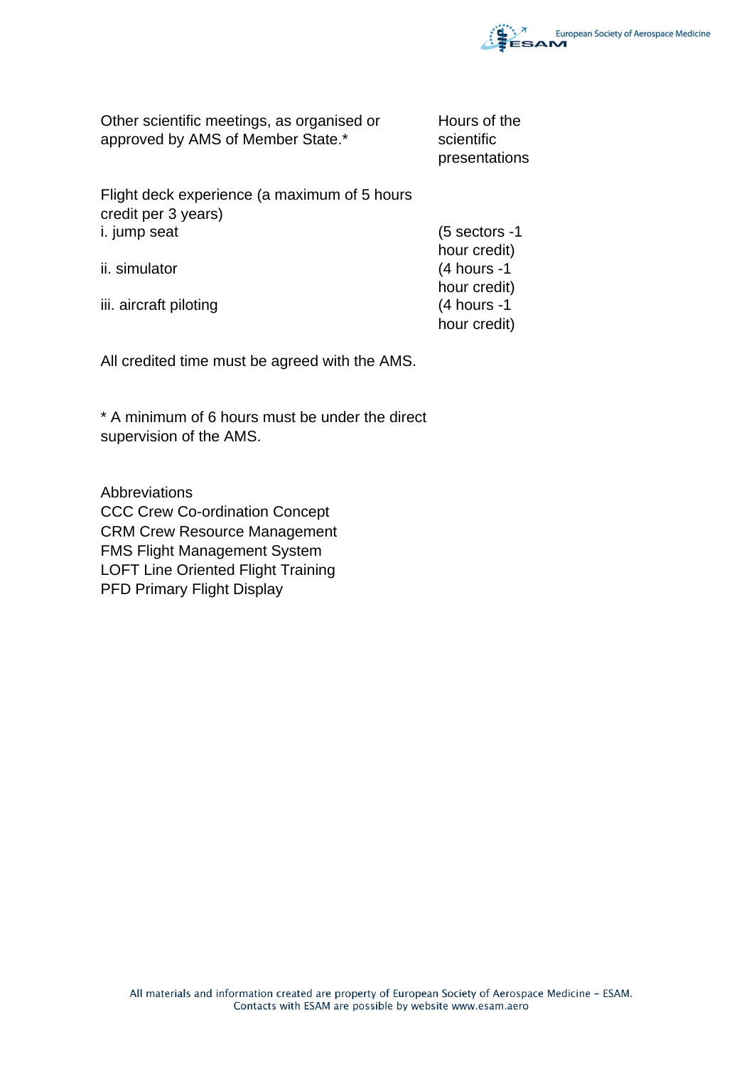| | |
|---|---|
| Other scientific meetings, as organised or approved by AMS of Member State.* | Hours of the scientific presentations |
| Flight deck experience (a maximum of 5 hours credit per 3 years) | |
| i. jump seat | (5 sectors -1 hour credit) |
| ii. simulator | (4 hours -1 hour credit) |
| iii. aircraft piloting | (4 hours -1 hour credit) |

All credited time must be agreed with the AMS.

* A minimum of 6 hours must be under the direct supervision of the AMS.

Abbreviations
CCC Crew Co-ordination Concept
CRM Crew Resource Management
FMS Flight Management System
LOFT Line Oriented Flight Training
PFD Primary Flight Display